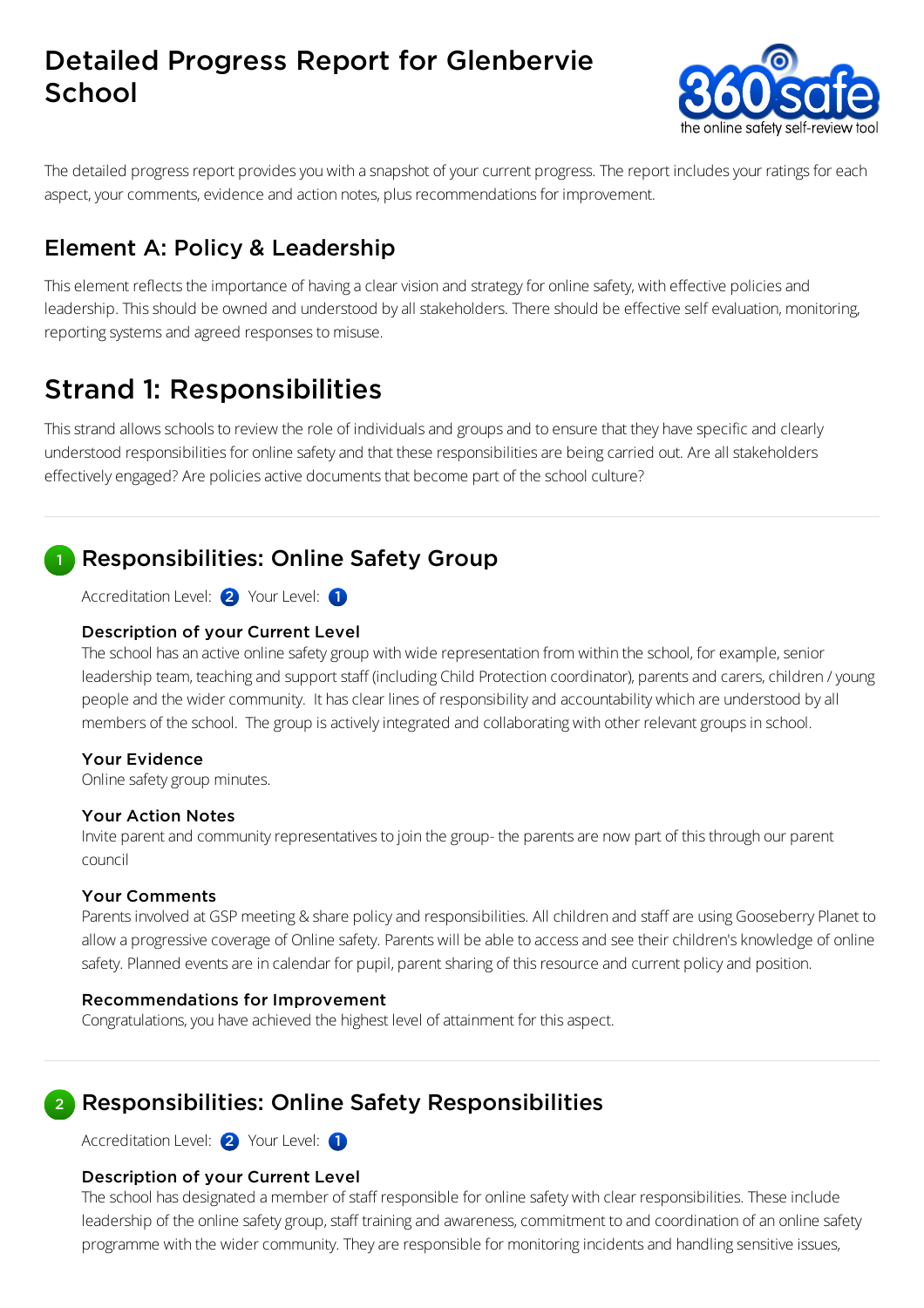# Detailed Progress Report for Glenbervie School

The detailed progress report provides you with a snapshot of your current progress. The report includes your ratings for each aspect, your comments, evidence and action notes, plus recommendations for improvement.

## Element A: Policy & Leadership

This element reflects the importance of having a clear vision and strategy for online safety, with effective policies and leadership. This should be owned and understood by all stakeholders. There should be effective self evaluation, monitoring, reporting systems and agreed responses to misuse.

# Strand 1: Responsibilities

This strand allows schools to review the role of individuals and groups and to ensure that they have specific and clearly understood responsibilities for online safety and that these responsibilities are being carried out. Are all stakeholders effectively engaged? Are policies active documents that become part of the school culture?

---

## 1 Responsibilities: Online Safety Group

Accreditation Level: 2 Your Level: 1

### Description of your Current Level

The school has an active online safety group with wide representation from within the school, for example, senior leadership team, teaching and support staff (including Child Protection coordinator), parents and carers, children / young people and the wider community. It has clear lines of responsibility and accountability which are understood by all members of the school. The group is actively integrated and collaborating with other relevant groups in school.

### Your Evidence

Online safety group minutes.

### Your Action Notes

Invite parent and community representatives to join the group- the parents are now part of this through our parent council

### Your Comments

Parents involved at GSP meeting & share policy and responsibilities. All children and staff are using Gooseberry Planet to allow a progressive coverage of Online safety. Parents will be able to access and see their children's knowledge of online safety. Planned events are in calendar for pupil, parent sharing of this resource and current policy and position.

### Recommendations for Improvement

Congratulations, you have achieved the highest level of attainment for this aspect.

---

## 2 Responsibilities: Online Safety Responsibilities

Accreditation Level: 2 Your Level: 1

### Description of your Current Level

The school has designated a member of staff responsible for online safety with clear responsibilities. These include leadership of the online safety group, staff training and awareness, commitment to and coordination of an online safety programme with the wider community. They are responsible for monitoring incidents and handling sensitive issues,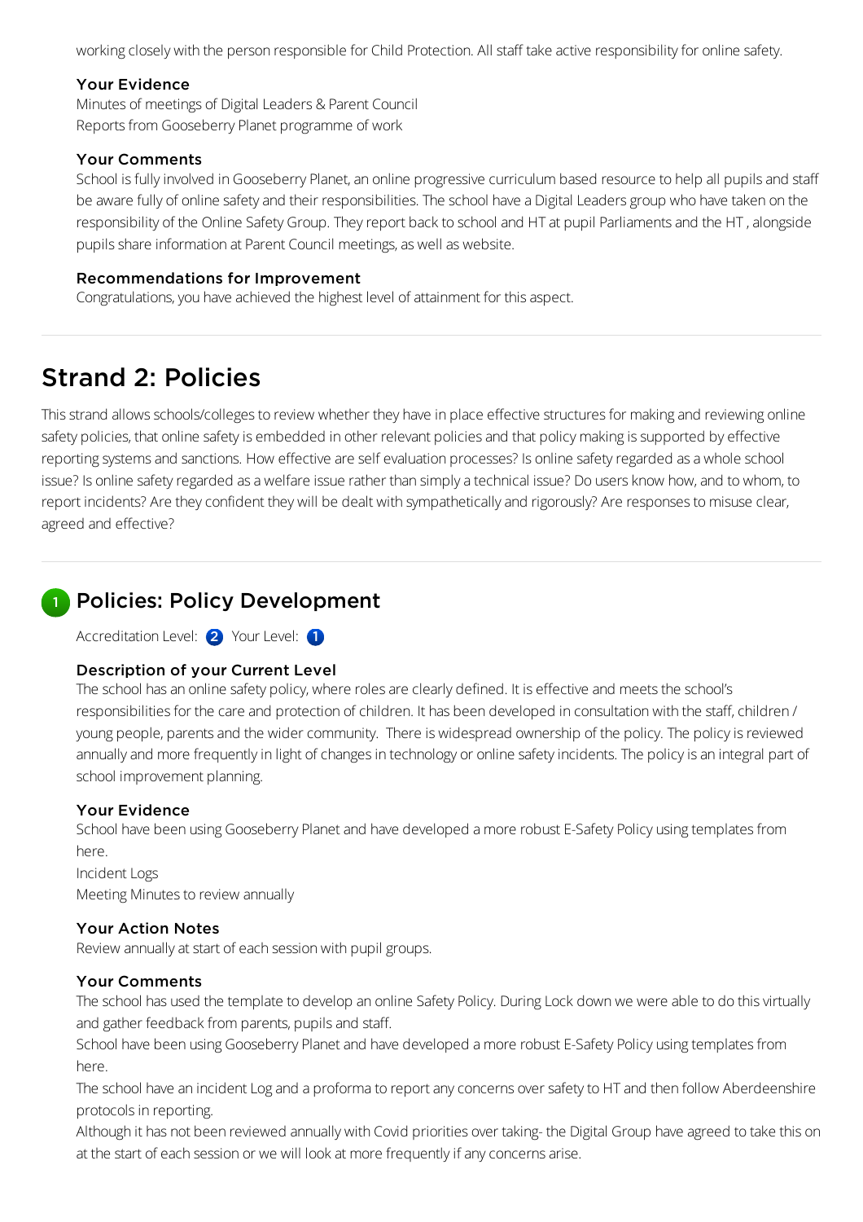working closely with the person responsible for Child Protection. All staff take active responsibility for online safety.

### Your Evidence

Minutes of meetings of Digital Leaders & Parent Council
Reports from Gooseberry Planet programme of work

### Your Comments

School is fully involved in Gooseberry Planet, an online progressive curriculum based resource to help all pupils and staff be aware fully of online safety and their responsibilities. The school have a Digital Leaders group who have taken on the responsibility of the Online Safety Group. They report back to school and HT at pupil Parliaments and the HT , alongside pupils share information at Parent Council meetings, as well as website.

### Recommendations for Improvement

Congratulations, you have achieved the highest level of attainment for this aspect.

# Strand 2: Policies

This strand allows schools/colleges to review whether they have in place effective structures for making and reviewing online safety policies, that online safety is embedded in other relevant policies and that policy making is supported by effective reporting systems and sanctions. How effective are self evaluation processes? Is online safety regarded as a whole school issue? Is online safety regarded as a welfare issue rather than simply a technical issue? Do users know how, and to whom, to report incidents? Are they confident they will be dealt with sympathetically and rigorously? Are responses to misuse clear, agreed and effective?

## 1 Policies: Policy Development

Accreditation Level: 2 Your Level: 1

### Description of your Current Level

The school has an online safety policy, where roles are clearly defined. It is effective and meets the school's responsibilities for the care and protection of children. It has been developed in consultation with the staff, children / young people, parents and the wider community. There is widespread ownership of the policy. The policy is reviewed annually and more frequently in light of changes in technology or online safety incidents. The policy is an integral part of school improvement planning.

### Your Evidence

School have been using Gooseberry Planet and have developed a more robust E-Safety Policy using templates from here.
Incident Logs
Meeting Minutes to review annually

### Your Action Notes

Review annually at start of each session with pupil groups.

### Your Comments

The school has used the template to develop an online Safety Policy. During Lock down we were able to do this virtually and gather feedback from parents, pupils and staff.
School have been using Gooseberry Planet and have developed a more robust E-Safety Policy using templates from here.
The school have an incident Log and a proforma to report any concerns over safety to HT and then follow Aberdeenshire protocols in reporting.
Although it has not been reviewed annually with Covid priorities over taking- the Digital Group have agreed to take this on at the start of each session or we will look at more frequently if any concerns arise.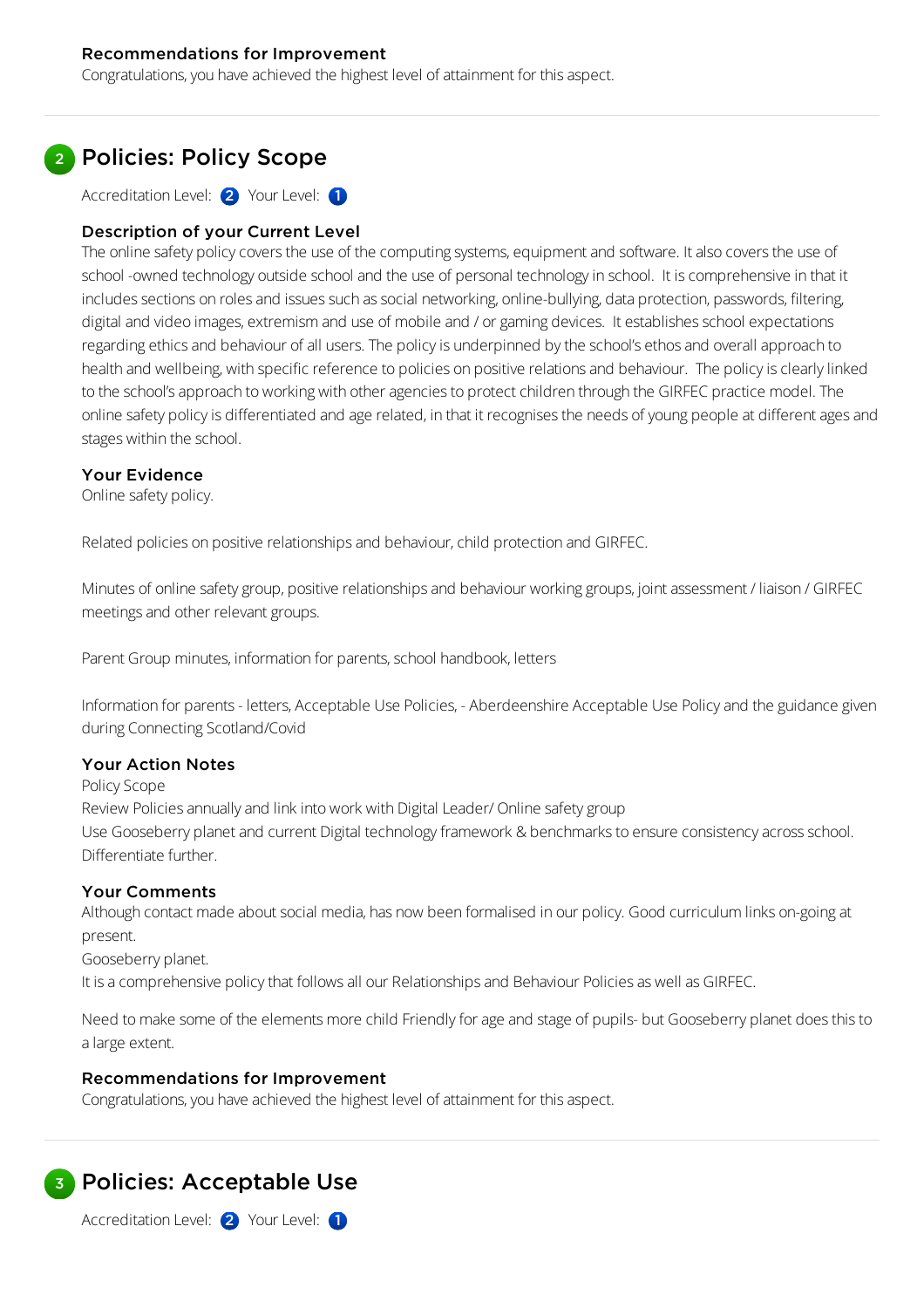### Recommendations for Improvement

Congratulations, you have achieved the highest level of attainment for this aspect.

---

## 2 Policies: Policy Scope

Accreditation Level: 2 Your Level: 1

### Description of your Current Level

The online safety policy covers the use of the computing systems, equipment and software. It also covers the use of school -owned technology outside school and the use of personal technology in school. It is comprehensive in that it includes sections on roles and issues such as social networking, online-bullying, data protection, passwords, filtering, digital and video images, extremism and use of mobile and / or gaming devices. It establishes school expectations regarding ethics and behaviour of all users. The policy is underpinned by the school's ethos and overall approach to health and wellbeing, with specific reference to policies on positive relations and behaviour. The policy is clearly linked to the school's approach to working with other agencies to protect children through the GIRFEC practice model. The online safety policy is differentiated and age related, in that it recognises the needs of young people at different ages and stages within the school.

### Your Evidence

Online safety policy.

Related policies on positive relationships and behaviour, child protection and GIRFEC.

Minutes of online safety group, positive relationships and behaviour working groups, joint assessment / liaison / GIRFEC meetings and other relevant groups.

Parent Group minutes, information for parents, school handbook, letters

Information for parents - letters, Acceptable Use Policies, - Aberdeenshire Acceptable Use Policy and the guidance given during Connecting Scotland/Covid

### Your Action Notes

Policy Scope
Review Policies annually and link into work with Digital Leader/ Online safety group
Use Gooseberry planet and current Digital technology framework & benchmarks to ensure consistency across school.
Differentiate further.

### Your Comments

Although contact made about social media, has now been formalised in our policy. Good curriculum links on-going at present.
Gooseberry planet.
It is a comprehensive policy that follows all our Relationships and Behaviour Policies as well as GIRFEC.

Need to make some of the elements more child Friendly for age and stage of pupils- but Gooseberry planet does this to a large extent.

### Recommendations for Improvement

Congratulations, you have achieved the highest level of attainment for this aspect.

---

## 3 Policies: Acceptable Use

Accreditation Level: 2 Your Level: 1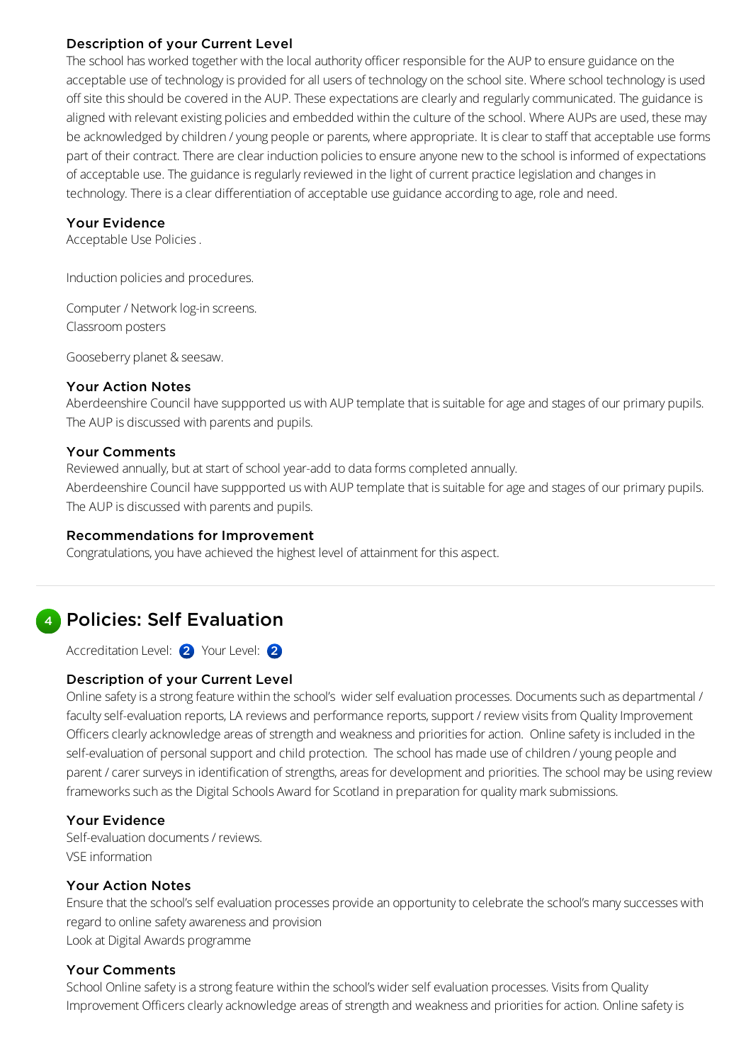### Description of your Current Level

The school has worked together with the local authority officer responsible for the AUP to ensure guidance on the acceptable use of technology is provided for all users of technology on the school site. Where school technology is used off site this should be covered in the AUP. These expectations are clearly and regularly communicated. The guidance is aligned with relevant existing policies and embedded within the culture of the school. Where AUPs are used, these may be acknowledged by children / young people or parents, where appropriate. It is clear to staff that acceptable use forms part of their contract. There are clear induction policies to ensure anyone new to the school is informed of expectations of acceptable use. The guidance is regularly reviewed in the light of current practice legislation and changes in technology. There is a clear differentiation of acceptable use guidance according to age, role and need.

### Your Evidence

Acceptable Use Policies .

Induction policies and procedures.

Computer / Network log-in screens.
Classroom posters

Gooseberry planet & seesaw.

### Your Action Notes

Aberdeenshire Council have suppported us with AUP template that is suitable for age and stages of our primary pupils. The AUP is discussed with parents and pupils.

### Your Comments

Reviewed annually, but at start of school year-add to data forms completed annually.
Aberdeenshire Council have suppported us with AUP template that is suitable for age and stages of our primary pupils. The AUP is discussed with parents and pupils.

### Recommendations for Improvement

Congratulations, you have achieved the highest level of attainment for this aspect.

---

## 4 Policies: Self Evaluation

Accreditation Level: 2 Your Level: 2

### Description of your Current Level

Online safety is a strong feature within the school's wider self evaluation processes. Documents such as departmental / faculty self-evaluation reports, LA reviews and performance reports, support / review visits from Quality Improvement Officers clearly acknowledge areas of strength and weakness and priorities for action. Online safety is included in the self-evaluation of personal support and child protection. The school has made use of children / young people and parent / carer surveys in identification of strengths, areas for development and priorities. The school may be using review frameworks such as the Digital Schools Award for Scotland in preparation for quality mark submissions.

### Your Evidence

Self-evaluation documents / reviews.
VSE information

### Your Action Notes

Ensure that the school's self evaluation processes provide an opportunity to celebrate the school's many successes with regard to online safety awareness and provision
Look at Digital Awards programme

### Your Comments

School Online safety is a strong feature within the school's wider self evaluation processes. Visits from Quality Improvement Officers clearly acknowledge areas of strength and weakness and priorities for action. Online safety is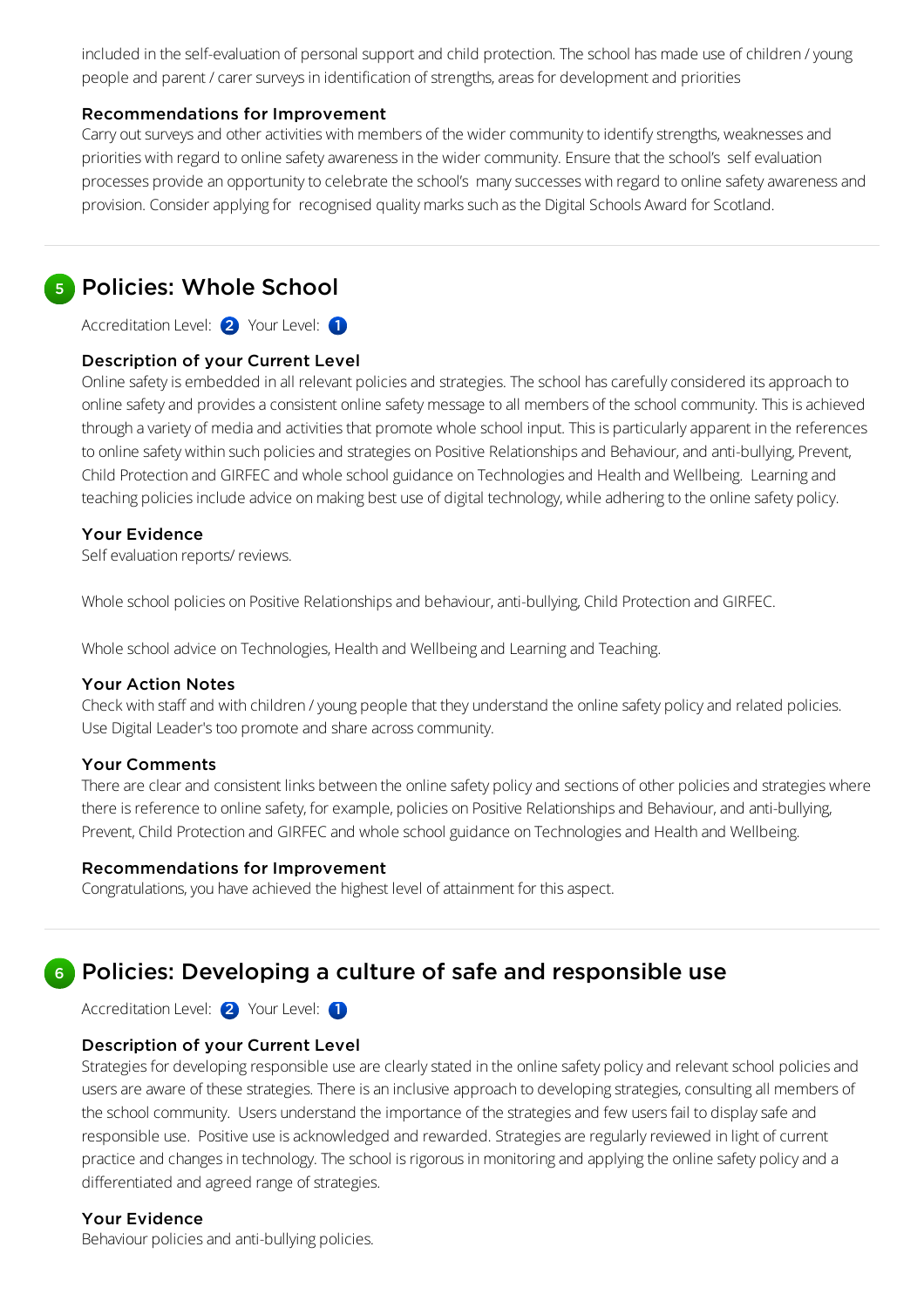included in the self-evaluation of personal support and child protection. The school has made use of children / young people and parent / carer surveys in identification of strengths, areas for development and priorities

### Recommendations for Improvement

Carry out surveys and other activities with members of the wider community to identify strengths, weaknesses and priorities with regard to online safety awareness in the wider community. Ensure that the school's self evaluation processes provide an opportunity to celebrate the school's many successes with regard to online safety awareness and provision. Consider applying for recognised quality marks such as the Digital Schools Award for Scotland.

---

## 5 Policies: Whole School

Accreditation Level: 2 Your Level: 1

### Description of your Current Level

Online safety is embedded in all relevant policies and strategies. The school has carefully considered its approach to online safety and provides a consistent online safety message to all members of the school community. This is achieved through a variety of media and activities that promote whole school input. This is particularly apparent in the references to online safety within such policies and strategies on Positive Relationships and Behaviour, and anti-bullying, Prevent, Child Protection and GIRFEC and whole school guidance on Technologies and Health and Wellbeing. Learning and teaching policies include advice on making best use of digital technology, while adhering to the online safety policy.

### Your Evidence

Self evaluation reports/ reviews.

Whole school policies on Positive Relationships and behaviour, anti-bullying, Child Protection and GIRFEC.

Whole school advice on Technologies, Health and Wellbeing and Learning and Teaching.

### Your Action Notes

Check with staff and with children / young people that they understand the online safety policy and related policies. Use Digital Leader's too promote and share across community.

### Your Comments

There are clear and consistent links between the online safety policy and sections of other policies and strategies where there is reference to online safety, for example, policies on Positive Relationships and Behaviour, and anti-bullying, Prevent, Child Protection and GIRFEC and whole school guidance on Technologies and Health and Wellbeing.

### Recommendations for Improvement

Congratulations, you have achieved the highest level of attainment for this aspect.

---

## 6 Policies: Developing a culture of safe and responsible use

Accreditation Level: 2 Your Level: 1

### Description of your Current Level

Strategies for developing responsible use are clearly stated in the online safety policy and relevant school policies and users are aware of these strategies. There is an inclusive approach to developing strategies, consulting all members of the school community. Users understand the importance of the strategies and few users fail to display safe and responsible use. Positive use is acknowledged and rewarded. Strategies are regularly reviewed in light of current practice and changes in technology. The school is rigorous in monitoring and applying the online safety policy and a differentiated and agreed range of strategies.

### Your Evidence

Behaviour policies and anti-bullying policies.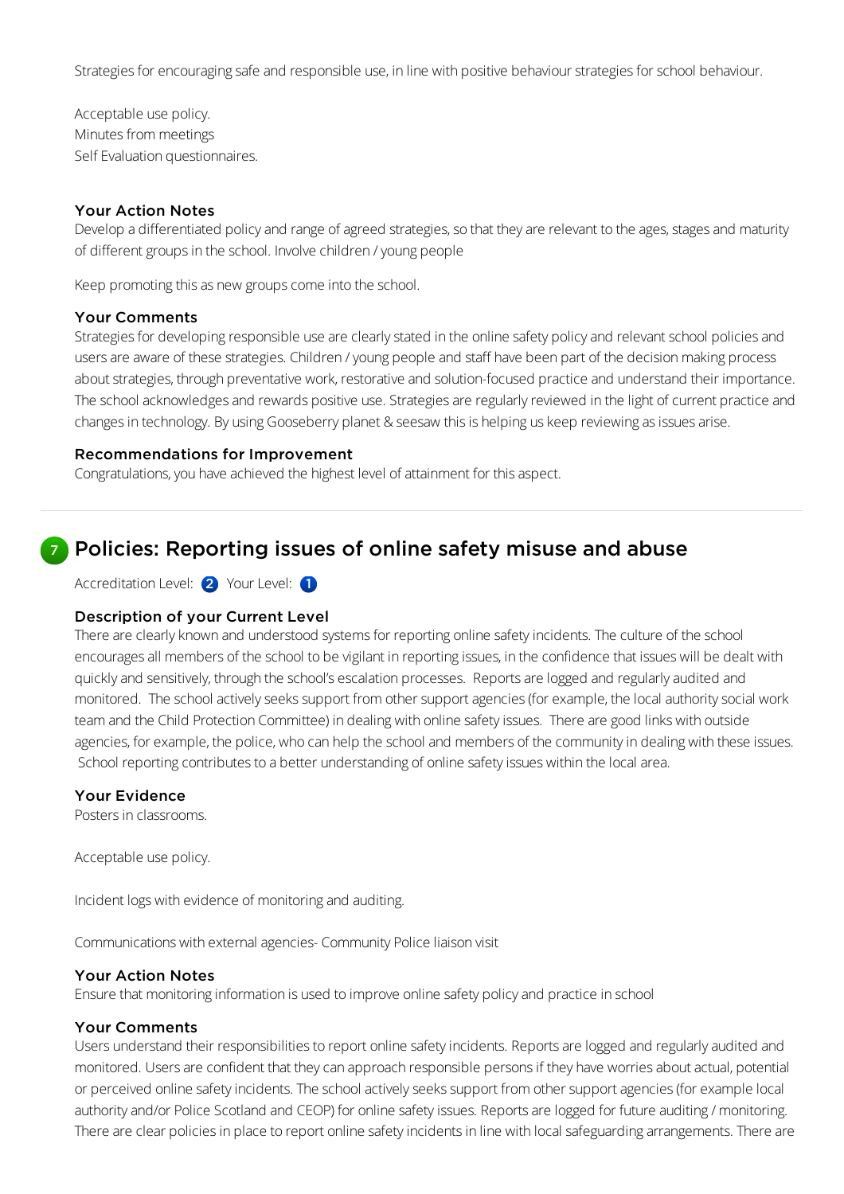Strategies for encouraging safe and responsible use, in line with positive behaviour strategies for school behaviour.

Acceptable use policy.
Minutes from meetings
Self Evaluation questionnaires.

### Your Action Notes

Develop a differentiated policy and range of agreed strategies, so that they are relevant to the ages, stages and maturity of different groups in the school. Involve children / young people

Keep promoting this as new groups come into the school.

### Your Comments

Strategies for developing responsible use are clearly stated in the online safety policy and relevant school policies and users are aware of these strategies. Children / young people and staff have been part of the decision making process about strategies, through preventative work, restorative and solution-focused practice and understand their importance. The school acknowledges and rewards positive use. Strategies are regularly reviewed in the light of current practice and changes in technology. By using Gooseberry planet & seesaw this is helping us keep reviewing as issues arise.

### Recommendations for Improvement

Congratulations, you have achieved the highest level of attainment for this aspect.

---

## 7 Policies: Reporting issues of online safety misuse and abuse

Accreditation Level: 2 Your Level: 1

### Description of your Current Level

There are clearly known and understood systems for reporting online safety incidents. The culture of the school encourages all members of the school to be vigilant in reporting issues, in the confidence that issues will be dealt with quickly and sensitively, through the school's escalation processes. Reports are logged and regularly audited and monitored. The school actively seeks support from other support agencies (for example, the local authority social work team and the Child Protection Committee) in dealing with online safety issues. There are good links with outside agencies, for example, the police, who can help the school and members of the community in dealing with these issues. School reporting contributes to a better understanding of online safety issues within the local area.

### Your Evidence

Posters in classrooms.

Acceptable use policy.

Incident logs with evidence of monitoring and auditing.

Communications with external agencies- Community Police liaison visit

### Your Action Notes

Ensure that monitoring information is used to improve online safety policy and practice in school

### Your Comments

Users understand their responsibilities to report online safety incidents. Reports are logged and regularly audited and monitored. Users are confident that they can approach responsible persons if they have worries about actual, potential or perceived online safety incidents. The school actively seeks support from other support agencies (for example local authority and/or Police Scotland and CEOP) for online safety issues. Reports are logged for future auditing / monitoring. There are clear policies in place to report online safety incidents in line with local safeguarding arrangements. There are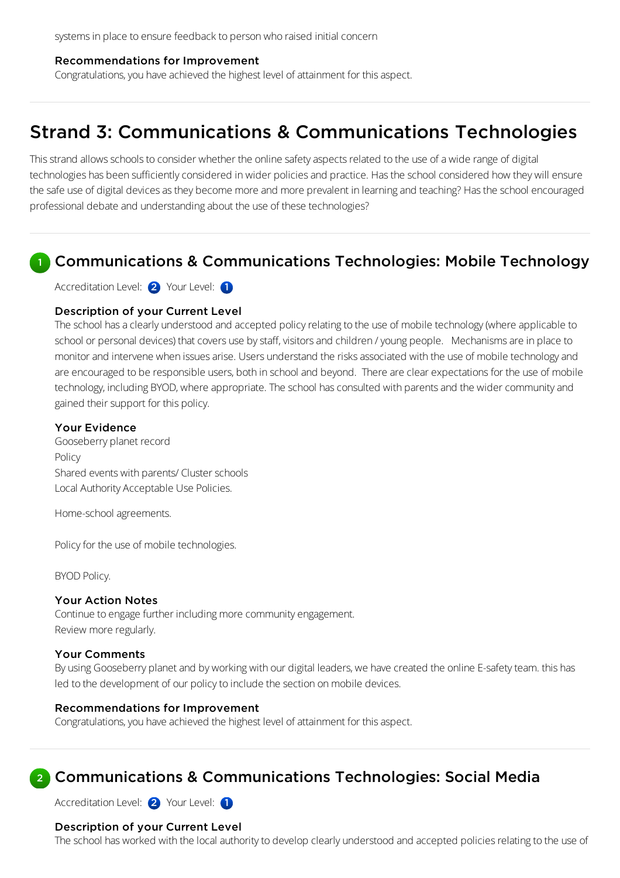systems in place to ensure feedback to person who raised initial concern

### Recommendations for Improvement

Congratulations, you have achieved the highest level of attainment for this aspect.

# Strand 3: Communications & Communications Technologies

This strand allows schools to consider whether the online safety aspects related to the use of a wide range of digital technologies has been sufficiently considered in wider policies and practice. Has the school considered how they will ensure the safe use of digital devices as they become more and more prevalent in learning and teaching? Has the school encouraged professional debate and understanding about the use of these technologies?

## 1 Communications & Communications Technologies: Mobile Technology

Accreditation Level: 2 Your Level: 1

### Description of your Current Level

The school has a clearly understood and accepted policy relating to the use of mobile technology (where applicable to school or personal devices) that covers use by staff, visitors and children / young people. Mechanisms are in place to monitor and intervene when issues arise. Users understand the risks associated with the use of mobile technology and are encouraged to be responsible users, both in school and beyond. There are clear expectations for the use of mobile technology, including BYOD, where appropriate. The school has consulted with parents and the wider community and gained their support for this policy.

### Your Evidence

Gooseberry planet record
Policy
Shared events with parents/ Cluster schools
Local Authority Acceptable Use Policies.

Home-school agreements.

Policy for the use of mobile technologies.

BYOD Policy.

### Your Action Notes

Continue to engage further including more community engagement.
Review more regularly.

### Your Comments

By using Gooseberry planet and by working with our digital leaders, we have created the online E-safety team. this has led to the development of our policy to include the section on mobile devices.

### Recommendations for Improvement

Congratulations, you have achieved the highest level of attainment for this aspect.

## 2 Communications & Communications Technologies: Social Media

Accreditation Level: 2 Your Level: 1

### Description of your Current Level

The school has worked with the local authority to develop clearly understood and accepted policies relating to the use of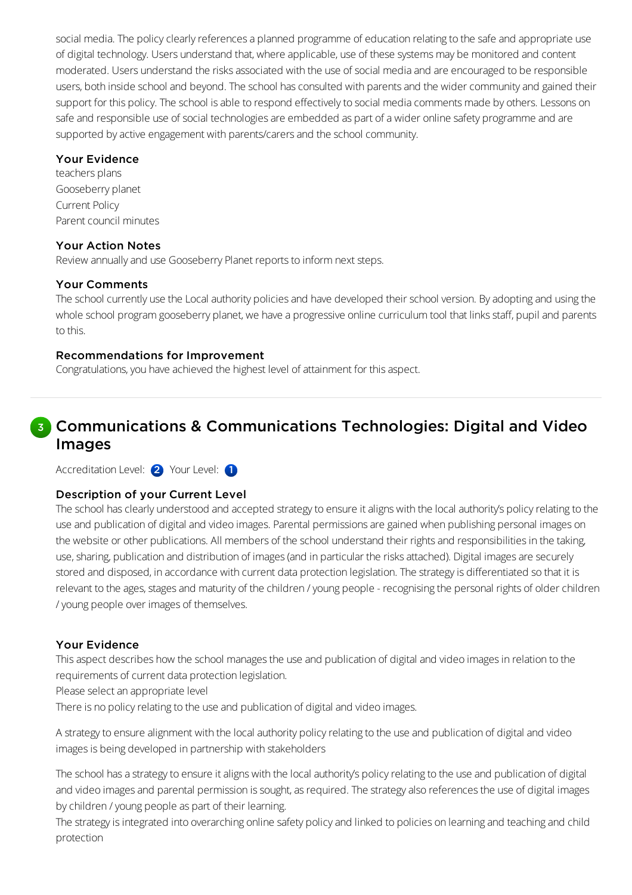social media. The policy clearly references a planned programme of education relating to the safe and appropriate use of digital technology. Users understand that, where applicable, use of these systems may be monitored and content moderated. Users understand the risks associated with the use of social media and are encouraged to be responsible users, both inside school and beyond. The school has consulted with parents and the wider community and gained their support for this policy. The school is able to respond effectively to social media comments made by others. Lessons on safe and responsible use of social technologies are embedded as part of a wider online safety programme and are supported by active engagement with parents/carers and the school community.

### Your Evidence

teachers plans
Gooseberry planet
Current Policy
Parent council minutes

### Your Action Notes

Review annually and use Gooseberry Planet reports to inform next steps.

### Your Comments

The school currently use the Local authority policies and have developed their school version. By adopting and using the whole school program gooseberry planet, we have a progressive online curriculum tool that links staff, pupil and parents to this.

### Recommendations for Improvement

Congratulations, you have achieved the highest level of attainment for this aspect.

---

## 3 Communications & Communications Technologies: Digital and Video Images

Accreditation Level: 2 Your Level: 1

### Description of your Current Level

The school has clearly understood and accepted strategy to ensure it aligns with the local authority's policy relating to the use and publication of digital and video images. Parental permissions are gained when publishing personal images on the website or other publications. All members of the school understand their rights and responsibilities in the taking, use, sharing, publication and distribution of images (and in particular the risks attached). Digital images are securely stored and disposed, in accordance with current data protection legislation. The strategy is differentiated so that it is relevant to the ages, stages and maturity of the children / young people - recognising the personal rights of older children / young people over images of themselves.

### Your Evidence

This aspect describes how the school manages the use and publication of digital and video images in relation to the requirements of current data protection legislation.
Please select an appropriate level
There is no policy relating to the use and publication of digital and video images.

A strategy to ensure alignment with the local authority policy relating to the use and publication of digital and video images is being developed in partnership with stakeholders

The school has a strategy to ensure it aligns with the local authority's policy relating to the use and publication of digital and video images and parental permission is sought, as required. The strategy also references the use of digital images by children / young people as part of their learning.
The strategy is integrated into overarching online safety policy and linked to policies on learning and teaching and child protection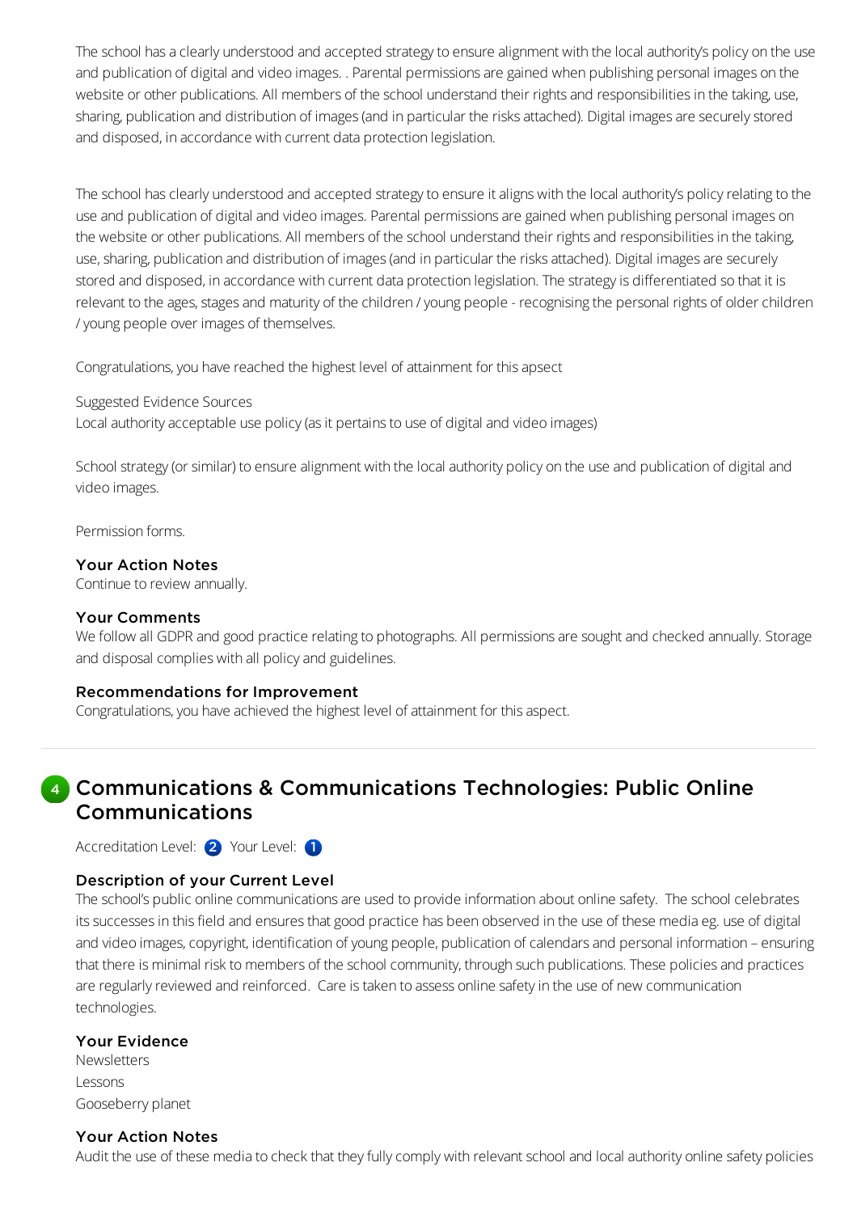The school has a clearly understood and accepted strategy to ensure alignment with the local authority's policy on the use and publication of digital and video images. . Parental permissions are gained when publishing personal images on the website or other publications. All members of the school understand their rights and responsibilities in the taking, use, sharing, publication and distribution of images (and in particular the risks attached). Digital images are securely stored and disposed, in accordance with current data protection legislation.

The school has clearly understood and accepted strategy to ensure it aligns with the local authority's policy relating to the use and publication of digital and video images. Parental permissions are gained when publishing personal images on the website or other publications. All members of the school understand their rights and responsibilities in the taking, use, sharing, publication and distribution of images (and in particular the risks attached). Digital images are securely stored and disposed, in accordance with current data protection legislation. The strategy is differentiated so that it is relevant to the ages, stages and maturity of the children / young people - recognising the personal rights of older children / young people over images of themselves.

Congratulations, you have reached the highest level of attainment for this apsect

Suggested Evidence Sources
Local authority acceptable use policy (as it pertains to use of digital and video images)

School strategy (or similar) to ensure alignment with the local authority policy on the use and publication of digital and video images.

Permission forms.

### Your Action Notes

Continue to review annually.

### Your Comments

We follow all GDPR and good practice relating to photographs. All permissions are sought and checked annually. Storage and disposal complies with all policy and guidelines.

### Recommendations for Improvement

Congratulations, you have achieved the highest level of attainment for this aspect.

---

## 4 Communications & Communications Technologies: Public Online Communications

Accreditation Level: 2 Your Level: 1

### Description of your Current Level

The school's public online communications are used to provide information about online safety. The school celebrates its successes in this field and ensures that good practice has been observed in the use of these media eg. use of digital and video images, copyright, identification of young people, publication of calendars and personal information – ensuring that there is minimal risk to members of the school community, through such publications. These policies and practices are regularly reviewed and reinforced. Care is taken to assess online safety in the use of new communication technologies.

### Your Evidence

Newsletters
Lessons
Gooseberry planet

### Your Action Notes

Audit the use of these media to check that they fully comply with relevant school and local authority online safety policies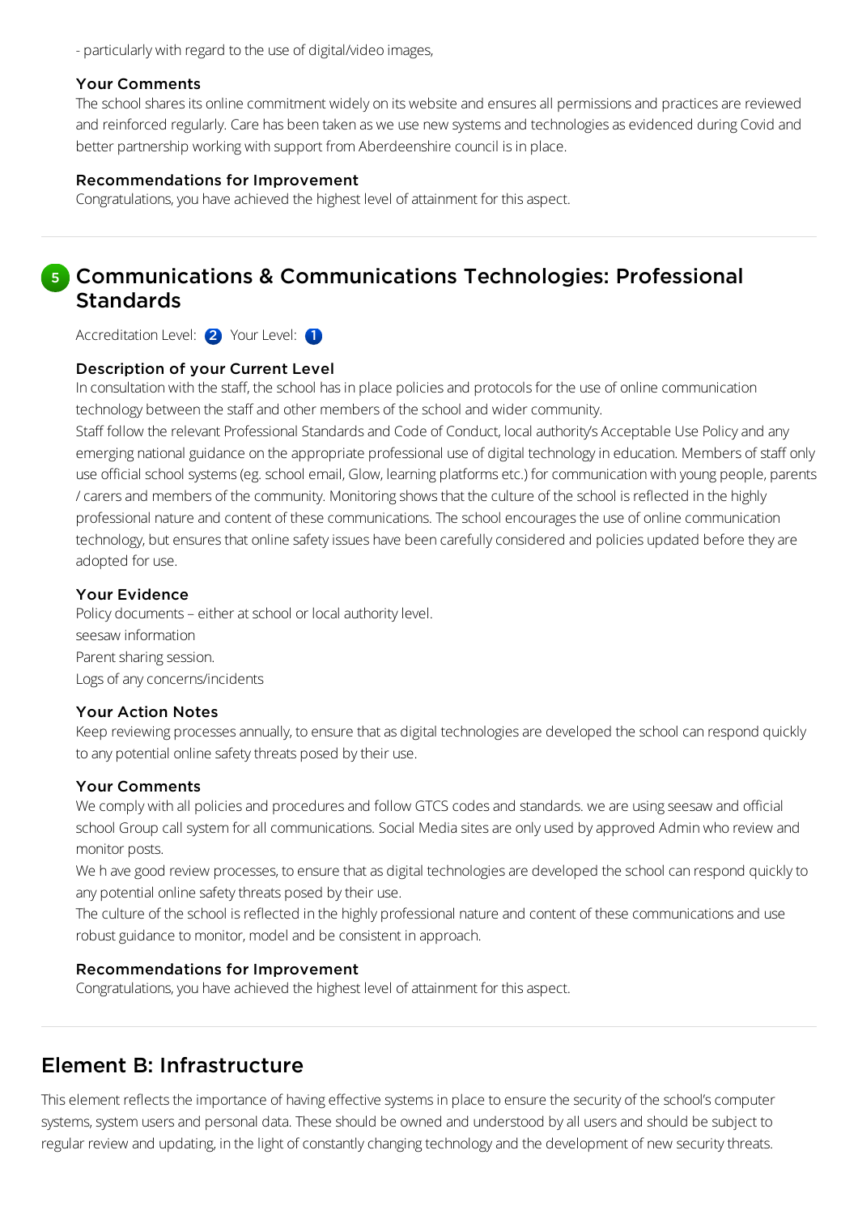- particularly with regard to the use of digital/video images,

### Your Comments

The school shares its online commitment widely on its website and ensures all permissions and practices are reviewed and reinforced regularly. Care has been taken as we use new systems and technologies as evidenced during Covid and better partnership working with support from Aberdeenshire council is in place.

### Recommendations for Improvement

Congratulations, you have achieved the highest level of attainment for this aspect.

---

## 5 Communications & Communications Technologies: Professional Standards

Accreditation Level: 2 Your Level: 1

### Description of your Current Level

In consultation with the staff, the school has in place policies and protocols for the use of online communication technology between the staff and other members of the school and wider community.

Staff follow the relevant Professional Standards and Code of Conduct, local authority's Acceptable Use Policy and any emerging national guidance on the appropriate professional use of digital technology in education. Members of staff only use official school systems (eg. school email, Glow, learning platforms etc.) for communication with young people, parents / carers and members of the community. Monitoring shows that the culture of the school is reflected in the highly professional nature and content of these communications. The school encourages the use of online communication technology, but ensures that online safety issues have been carefully considered and policies updated before they are adopted for use.

### Your Evidence

Policy documents – either at school or local authority level.
seesaw information
Parent sharing session.
Logs of any concerns/incidents

### Your Action Notes

Keep reviewing processes annually, to ensure that as digital technologies are developed the school can respond quickly to any potential online safety threats posed by their use.

### Your Comments

We comply with all policies and procedures and follow GTCS codes and standards. we are using seesaw and official school Group call system for all communications. Social Media sites are only used by approved Admin who review and monitor posts.

We h ave good review processes, to ensure that as digital technologies are developed the school can respond quickly to any potential online safety threats posed by their use.

The culture of the school is reflected in the highly professional nature and content of these communications and use robust guidance to monitor, model and be consistent in approach.

### Recommendations for Improvement

Congratulations, you have achieved the highest level of attainment for this aspect.

---

# Element B: Infrastructure

This element reflects the importance of having effective systems in place to ensure the security of the school's computer systems, system users and personal data. These should be owned and understood by all users and should be subject to regular review and updating, in the light of constantly changing technology and the development of new security threats.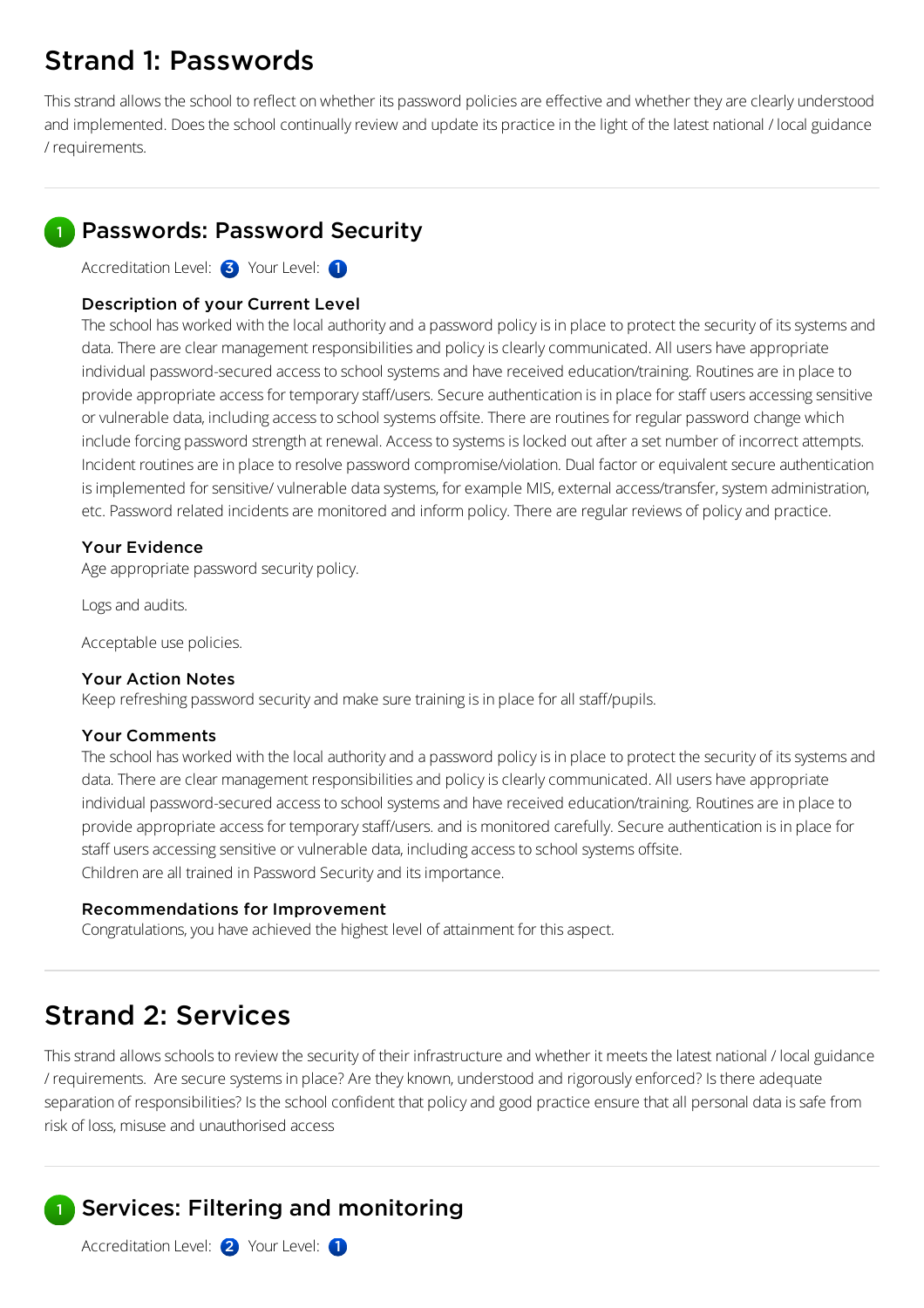# Strand 1: Passwords

This strand allows the school to reflect on whether its password policies are effective and whether they are clearly understood and implemented. Does the school continually review and update its practice in the light of the latest national / local guidance / requirements.

---

## 1 Passwords: Password Security

Accreditation Level: 3 Your Level: 1

### Description of your Current Level

The school has worked with the local authority and a password policy is in place to protect the security of its systems and data. There are clear management responsibilities and policy is clearly communicated. All users have appropriate individual password-secured access to school systems and have received education/training. Routines are in place to provide appropriate access for temporary staff/users. Secure authentication is in place for staff users accessing sensitive or vulnerable data, including access to school systems offsite. There are routines for regular password change which include forcing password strength at renewal. Access to systems is locked out after a set number of incorrect attempts. Incident routines are in place to resolve password compromise/violation. Dual factor or equivalent secure authentication is implemented for sensitive/ vulnerable data systems, for example MIS, external access/transfer, system administration, etc. Password related incidents are monitored and inform policy. There are regular reviews of policy and practice.

### Your Evidence

Age appropriate password security policy.

Logs and audits.

Acceptable use policies.

### Your Action Notes

Keep refreshing password security and make sure training is in place for all staff/pupils.

### Your Comments

The school has worked with the local authority and a password policy is in place to protect the security of its systems and data. There are clear management responsibilities and policy is clearly communicated. All users have appropriate individual password-secured access to school systems and have received education/training. Routines are in place to provide appropriate access for temporary staff/users. and is monitored carefully. Secure authentication is in place for staff users accessing sensitive or vulnerable data, including access to school systems offsite.
Children are all trained in Password Security and its importance.

### Recommendations for Improvement

Congratulations, you have achieved the highest level of attainment for this aspect.

---

# Strand 2: Services

This strand allows schools to review the security of their infrastructure and whether it meets the latest national / local guidance / requirements. Are secure systems in place? Are they known, understood and rigorously enforced? Is there adequate separation of responsibilities? Is the school confident that policy and good practice ensure that all personal data is safe from risk of loss, misuse and unauthorised access

---

## 1 Services: Filtering and monitoring

Accreditation Level: 2 Your Level: 1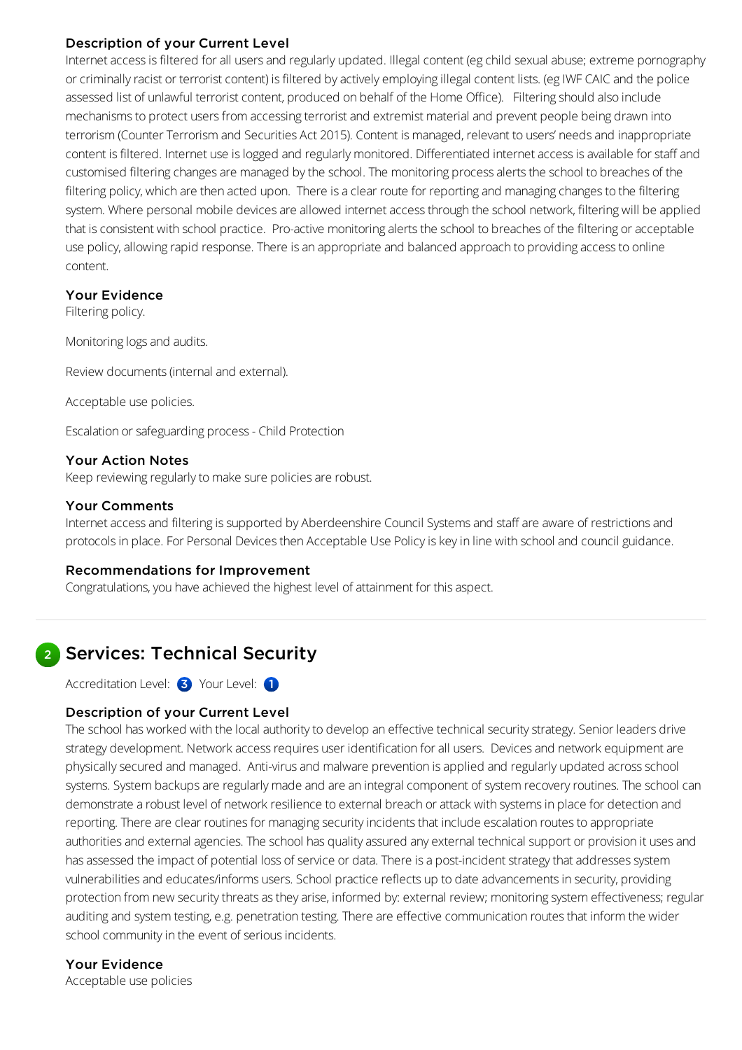### Description of your Current Level

Internet access is filtered for all users and regularly updated. Illegal content (eg child sexual abuse; extreme pornography or criminally racist or terrorist content) is filtered by actively employing illegal content lists. (eg IWF CAIC and the police assessed list of unlawful terrorist content, produced on behalf of the Home Office). Filtering should also include mechanisms to protect users from accessing terrorist and extremist material and prevent people being drawn into terrorism (Counter Terrorism and Securities Act 2015). Content is managed, relevant to users' needs and inappropriate content is filtered. Internet use is logged and regularly monitored. Differentiated internet access is available for staff and customised filtering changes are managed by the school. The monitoring process alerts the school to breaches of the filtering policy, which are then acted upon. There is a clear route for reporting and managing changes to the filtering system. Where personal mobile devices are allowed internet access through the school network, filtering will be applied that is consistent with school practice. Pro-active monitoring alerts the school to breaches of the filtering or acceptable use policy, allowing rapid response. There is an appropriate and balanced approach to providing access to online content.

### Your Evidence

Filtering policy.

Monitoring logs and audits.

Review documents (internal and external).

Acceptable use policies.

Escalation or safeguarding process - Child Protection

### Your Action Notes

Keep reviewing regularly to make sure policies are robust.

### Your Comments

Internet access and filtering is supported by Aberdeenshire Council Systems and staff are aware of restrictions and protocols in place. For Personal Devices then Acceptable Use Policy is key in line with school and council guidance.

### Recommendations for Improvement

Congratulations, you have achieved the highest level of attainment for this aspect.

## 2 Services: Technical Security

Accreditation Level: 3 Your Level: 1

### Description of your Current Level

The school has worked with the local authority to develop an effective technical security strategy. Senior leaders drive strategy development. Network access requires user identification for all users. Devices and network equipment are physically secured and managed. Anti-virus and malware prevention is applied and regularly updated across school systems. System backups are regularly made and are an integral component of system recovery routines. The school can demonstrate a robust level of network resilience to external breach or attack with systems in place for detection and reporting. There are clear routines for managing security incidents that include escalation routes to appropriate authorities and external agencies. The school has quality assured any external technical support or provision it uses and has assessed the impact of potential loss of service or data. There is a post-incident strategy that addresses system vulnerabilities and educates/informs users. School practice reflects up to date advancements in security, providing protection from new security threats as they arise, informed by: external review; monitoring system effectiveness; regular auditing and system testing, e.g. penetration testing. There are effective communication routes that inform the wider school community in the event of serious incidents.

### Your Evidence

Acceptable use policies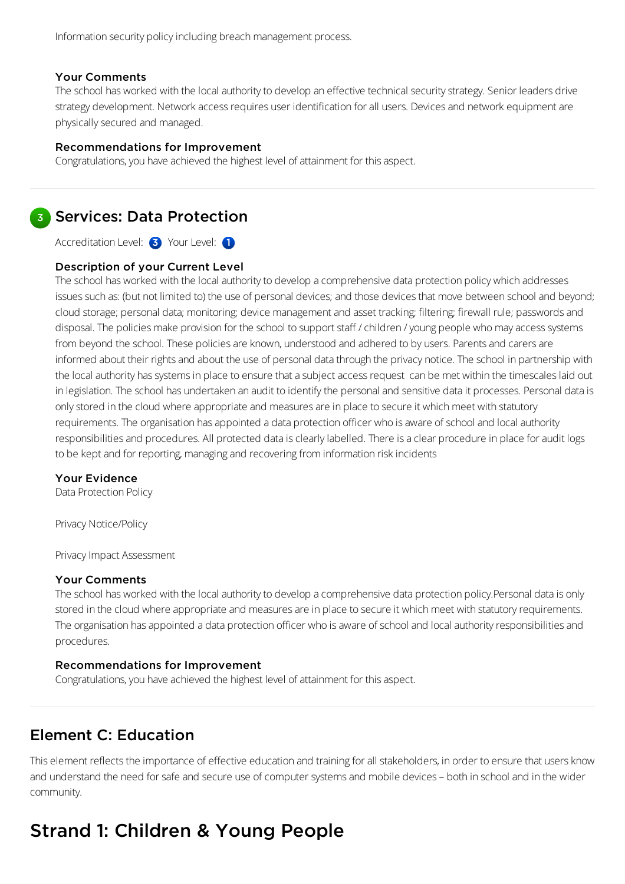Information security policy including breach management process.

#### Your Comments

The school has worked with the local authority to develop an effective technical security strategy. Senior leaders drive strategy development. Network access requires user identification for all users. Devices and network equipment are physically secured and managed.

#### Recommendations for Improvement

Congratulations, you have achieved the highest level of attainment for this aspect.

### 3 Services: Data Protection

Accreditation Level: 3 Your Level: 1

#### Description of your Current Level

The school has worked with the local authority to develop a comprehensive data protection policy which addresses issues such as: (but not limited to) the use of personal devices; and those devices that move between school and beyond; cloud storage; personal data; monitoring; device management and asset tracking; filtering; firewall rule; passwords and disposal. The policies make provision for the school to support staff / children / young people who may access systems from beyond the school. These policies are known, understood and adhered to by users. Parents and carers are informed about their rights and about the use of personal data through the privacy notice. The school in partnership with the local authority has systems in place to ensure that a subject access request can be met within the timescales laid out in legislation. The school has undertaken an audit to identify the personal and sensitive data it processes. Personal data is only stored in the cloud where appropriate and measures are in place to secure it which meet with statutory requirements. The organisation has appointed a data protection officer who is aware of school and local authority responsibilities and procedures. All protected data is clearly labelled. There is a clear procedure in place for audit logs to be kept and for reporting, managing and recovering from information risk incidents

#### Your Evidence

Data Protection Policy

Privacy Notice/Policy

Privacy Impact Assessment

#### Your Comments

The school has worked with the local authority to develop a comprehensive data protection policy.Personal data is only stored in the cloud where appropriate and measures are in place to secure it which meet with statutory requirements. The organisation has appointed a data protection officer who is aware of school and local authority responsibilities and procedures.

#### Recommendations for Improvement

Congratulations, you have achieved the highest level of attainment for this aspect.

## Element C: Education

This element reflects the importance of effective education and training for all stakeholders, in order to ensure that users know and understand the need for safe and secure use of computer systems and mobile devices – both in school and in the wider community.

# Strand 1: Children & Young People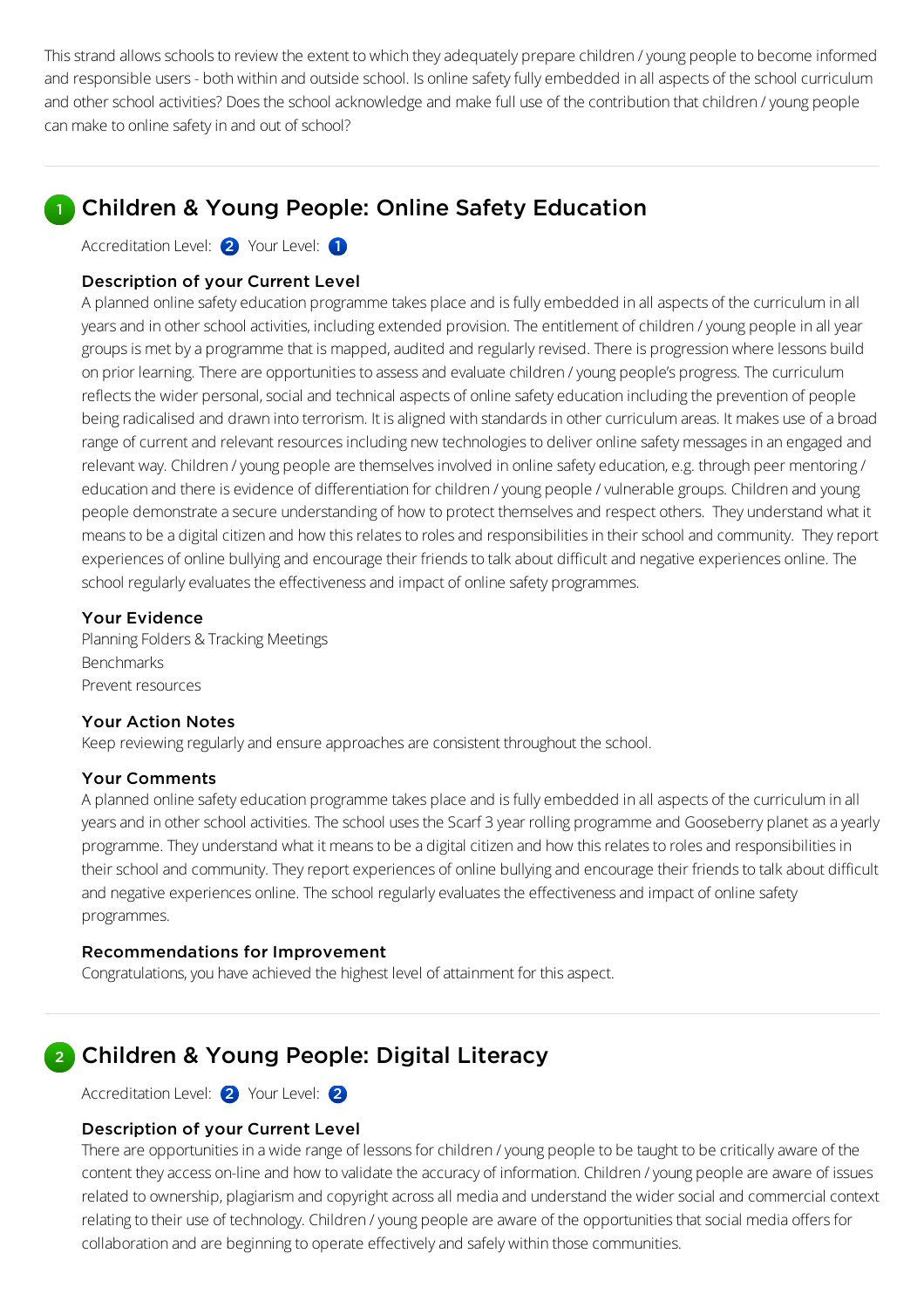This strand allows schools to review the extent to which they adequately prepare children / young people to become informed and responsible users - both within and outside school. Is online safety fully embedded in all aspects of the school curriculum and other school activities? Does the school acknowledge and make full use of the contribution that children / young people can make to online safety in and out of school?

## 1 Children & Young People: Online Safety Education

Accreditation Level: 2 Your Level: 1

### Description of your Current Level

A planned online safety education programme takes place and is fully embedded in all aspects of the curriculum in all years and in other school activities, including extended provision. The entitlement of children / young people in all year groups is met by a programme that is mapped, audited and regularly revised. There is progression where lessons build on prior learning. There are opportunities to assess and evaluate children / young people's progress. The curriculum reflects the wider personal, social and technical aspects of online safety education including the prevention of people being radicalised and drawn into terrorism. It is aligned with standards in other curriculum areas. It makes use of a broad range of current and relevant resources including new technologies to deliver online safety messages in an engaged and relevant way. Children / young people are themselves involved in online safety education, e.g. through peer mentoring / education and there is evidence of differentiation for children / young people / vulnerable groups. Children and young people demonstrate a secure understanding of how to protect themselves and respect others. They understand what it means to be a digital citizen and how this relates to roles and responsibilities in their school and community. They report experiences of online bullying and encourage their friends to talk about difficult and negative experiences online. The school regularly evaluates the effectiveness and impact of online safety programmes.

### Your Evidence

Planning Folders & Tracking Meetings
Benchmarks
Prevent resources

### Your Action Notes

Keep reviewing regularly and ensure approaches are consistent throughout the school.

### Your Comments

A planned online safety education programme takes place and is fully embedded in all aspects of the curriculum in all years and in other school activities. The school uses the Scarf 3 year rolling programme and Gooseberry planet as a yearly programme. They understand what it means to be a digital citizen and how this relates to roles and responsibilities in their school and community. They report experiences of online bullying and encourage their friends to talk about difficult and negative experiences online. The school regularly evaluates the effectiveness and impact of online safety programmes.

### Recommendations for Improvement

Congratulations, you have achieved the highest level of attainment for this aspect.

## 2 Children & Young People: Digital Literacy

Accreditation Level: 2 Your Level: 2

### Description of your Current Level

There are opportunities in a wide range of lessons for children / young people to be taught to be critically aware of the content they access on-line and how to validate the accuracy of information. Children / young people are aware of issues related to ownership, plagiarism and copyright across all media and understand the wider social and commercial context relating to their use of technology. Children / young people are aware of the opportunities that social media offers for collaboration and are beginning to operate effectively and safely within those communities.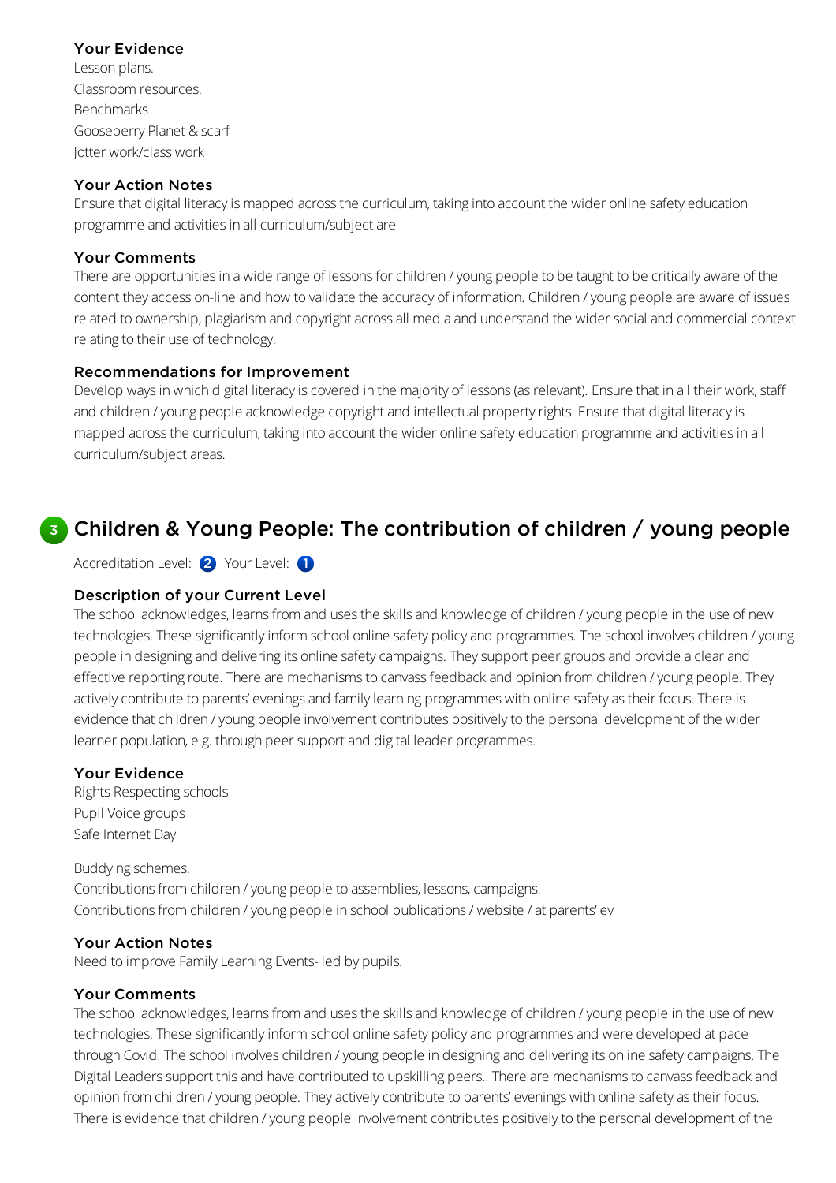### Your Evidence

Lesson plans.
Classroom resources.
Benchmarks
Gooseberry Planet & scarf
Jotter work/class work

### Your Action Notes

Ensure that digital literacy is mapped across the curriculum, taking into account the wider online safety education programme and activities in all curriculum/subject are

### Your Comments

There are opportunities in a wide range of lessons for children / young people to be taught to be critically aware of the content they access on-line and how to validate the accuracy of information. Children / young people are aware of issues related to ownership, plagiarism and copyright across all media and understand the wider social and commercial context relating to their use of technology.

### Recommendations for Improvement

Develop ways in which digital literacy is covered in the majority of lessons (as relevant). Ensure that in all their work, staff and children / young people acknowledge copyright and intellectual property rights. Ensure that digital literacy is mapped across the curriculum, taking into account the wider online safety education programme and activities in all curriculum/subject areas.

---

## 3 Children & Young People: The contribution of children / young people

Accreditation Level: 2 Your Level: 1

### Description of your Current Level

The school acknowledges, learns from and uses the skills and knowledge of children / young people in the use of new technologies. These significantly inform school online safety policy and programmes. The school involves children / young people in designing and delivering its online safety campaigns. They support peer groups and provide a clear and effective reporting route. There are mechanisms to canvass feedback and opinion from children / young people. They actively contribute to parents' evenings and family learning programmes with online safety as their focus. There is evidence that children / young people involvement contributes positively to the personal development of the wider learner population, e.g. through peer support and digital leader programmes.

### Your Evidence

Rights Respecting schools
Pupil Voice groups
Safe Internet Day

Buddying schemes.
Contributions from children / young people to assemblies, lessons, campaigns.
Contributions from children / young people in school publications / website / at parents' ev

### Your Action Notes

Need to improve Family Learning Events- led by pupils.

### Your Comments

The school acknowledges, learns from and uses the skills and knowledge of children / young people in the use of new technologies. These significantly inform school online safety policy and programmes and were developed at pace through Covid. The school involves children / young people in designing and delivering its online safety campaigns. The Digital Leaders support this and have contributed to upskilling peers.. There are mechanisms to canvass feedback and opinion from children / young people. They actively contribute to parents' evenings with online safety as their focus. There is evidence that children / young people involvement contributes positively to the personal development of the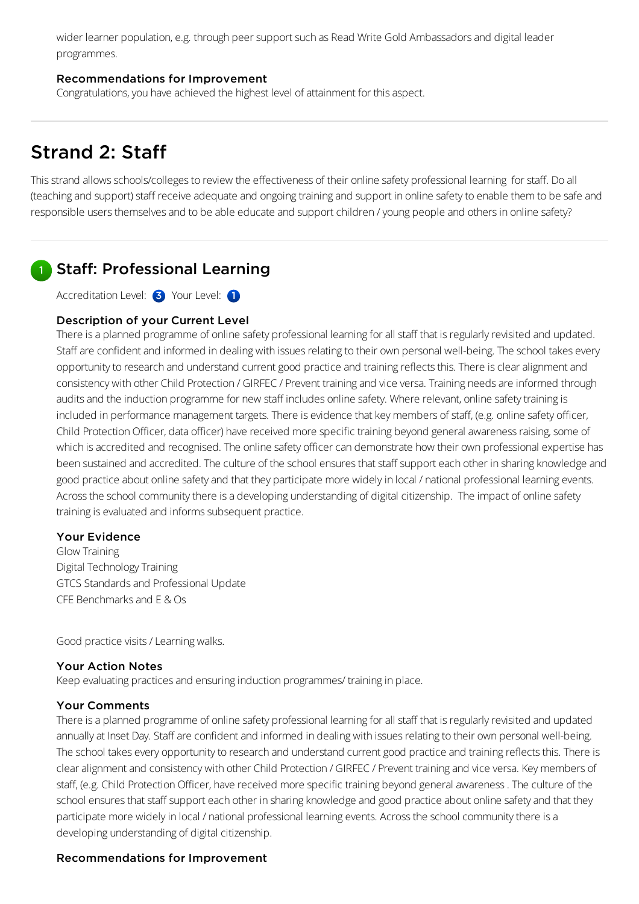wider learner population, e.g. through peer support such as Read Write Gold Ambassadors and digital leader programmes.

#### Recommendations for Improvement

Congratulations, you have achieved the highest level of attainment for this aspect.

## Strand 2: Staff

This strand allows schools/colleges to review the effectiveness of their online safety professional learning for staff. Do all (teaching and support) staff receive adequate and ongoing training and support in online safety to enable them to be safe and responsible users themselves and to be able educate and support children / young people and others in online safety?

### 1 Staff: Professional Learning

Accreditation Level: 3 Your Level: 1

#### Description of your Current Level

There is a planned programme of online safety professional learning for all staff that is regularly revisited and updated. Staff are confident and informed in dealing with issues relating to their own personal well-being. The school takes every opportunity to research and understand current good practice and training reflects this. There is clear alignment and consistency with other Child Protection / GIRFEC / Prevent training and vice versa. Training needs are informed through audits and the induction programme for new staff includes online safety. Where relevant, online safety training is included in performance management targets. There is evidence that key members of staff, (e.g. online safety officer, Child Protection Officer, data officer) have received more specific training beyond general awareness raising, some of which is accredited and recognised. The online safety officer can demonstrate how their own professional expertise has been sustained and accredited. The culture of the school ensures that staff support each other in sharing knowledge and good practice about online safety and that they participate more widely in local / national professional learning events. Across the school community there is a developing understanding of digital citizenship. The impact of online safety training is evaluated and informs subsequent practice.

#### Your Evidence

Glow Training
Digital Technology Training
GTCS Standards and Professional Update
CFE Benchmarks and E & Os

Good practice visits / Learning walks.

#### Your Action Notes

Keep evaluating practices and ensuring induction programmes/ training in place.

#### Your Comments

There is a planned programme of online safety professional learning for all staff that is regularly revisited and updated annually at Inset Day. Staff are confident and informed in dealing with issues relating to their own personal well-being. The school takes every opportunity to research and understand current good practice and training reflects this. There is clear alignment and consistency with other Child Protection / GIRFEC / Prevent training and vice versa. Key members of staff, (e.g. Child Protection Officer, have received more specific training beyond general awareness . The culture of the school ensures that staff support each other in sharing knowledge and good practice about online safety and that they participate more widely in local / national professional learning events. Across the school community there is a developing understanding of digital citizenship.

#### Recommendations for Improvement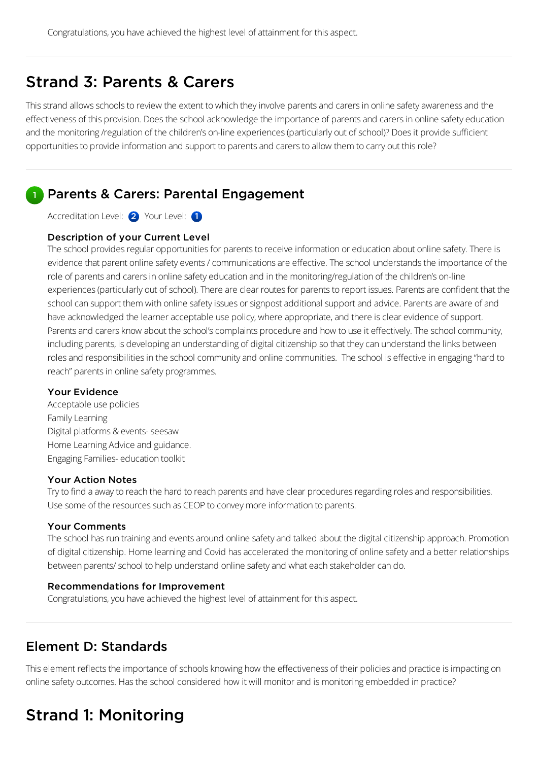Congratulations, you have achieved the highest level of attainment for this aspect.

## Strand 3: Parents & Carers

This strand allows schools to review the extent to which they involve parents and carers in online safety awareness and the effectiveness of this provision. Does the school acknowledge the importance of parents and carers in online safety education and the monitoring /regulation of the children's on-line experiences (particularly out of school)? Does it provide sufficient opportunities to provide information and support to parents and carers to allow them to carry out this role?

### 1 Parents & Carers: Parental Engagement

Accreditation Level: 2 Your Level: 1

#### Description of your Current Level

The school provides regular opportunities for parents to receive information or education about online safety. There is evidence that parent online safety events / communications are effective. The school understands the importance of the role of parents and carers in online safety education and in the monitoring/regulation of the children's on-line experiences (particularly out of school). There are clear routes for parents to report issues. Parents are confident that the school can support them with online safety issues or signpost additional support and advice. Parents are aware of and have acknowledged the learner acceptable use policy, where appropriate, and there is clear evidence of support. Parents and carers know about the school's complaints procedure and how to use it effectively. The school community, including parents, is developing an understanding of digital citizenship so that they can understand the links between roles and responsibilities in the school community and online communities. The school is effective in engaging "hard to reach" parents in online safety programmes.

#### Your Evidence

Acceptable use policies
Family Learning
Digital platforms & events- seesaw
Home Learning Advice and guidance.
Engaging Families- education toolkit

#### Your Action Notes

Try to find a away to reach the hard to reach parents and have clear procedures regarding roles and responsibilities. Use some of the resources such as CEOP to convey more information to parents.

#### Your Comments

The school has run training and events around online safety and talked about the digital citizenship approach. Promotion of digital citizenship. Home learning and Covid has accelerated the monitoring of online safety and a better relationships between parents/ school to help understand online safety and what each stakeholder can do.

#### Recommendations for Improvement

Congratulations, you have achieved the highest level of attainment for this aspect.

## Element D: Standards

This element reflects the importance of schools knowing how the effectiveness of their policies and practice is impacting on online safety outcomes. Has the school considered how it will monitor and is monitoring embedded in practice?

## Strand 1: Monitoring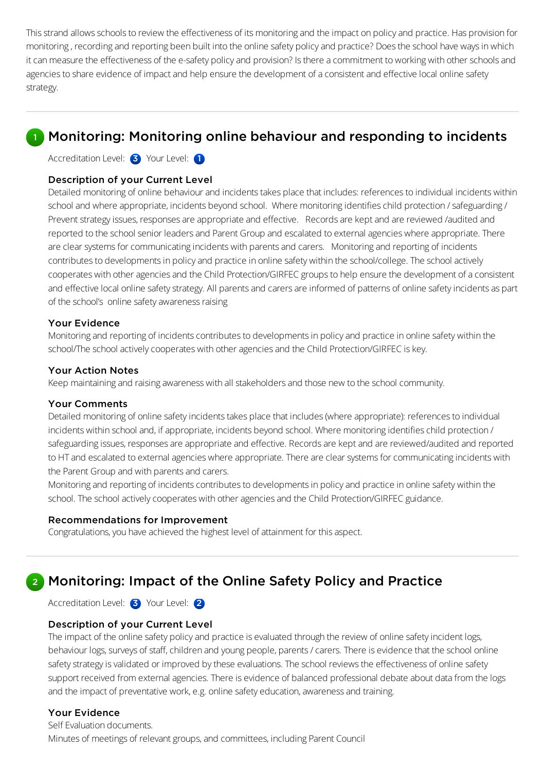This strand allows schools to review the effectiveness of its monitoring and the impact on policy and practice. Has provision for monitoring , recording and reporting been built into the online safety policy and practice? Does the school have ways in which it can measure the effectiveness of the e-safety policy and provision? Is there a commitment to working with other schools and agencies to share evidence of impact and help ensure the development of a consistent and effective local online safety strategy.

---

## 1 Monitoring: Monitoring online behaviour and responding to incidents

Accreditation Level: 3 Your Level: 1

### Description of your Current Level

Detailed monitoring of online behaviour and incidents takes place that includes: references to individual incidents within school and where appropriate, incidents beyond school. Where monitoring identifies child protection / safeguarding / Prevent strategy issues, responses are appropriate and effective. Records are kept and are reviewed /audited and reported to the school senior leaders and Parent Group and escalated to external agencies where appropriate. There are clear systems for communicating incidents with parents and carers. Monitoring and reporting of incidents contributes to developments in policy and practice in online safety within the school/college. The school actively cooperates with other agencies and the Child Protection/GIRFEC groups to help ensure the development of a consistent and effective local online safety strategy. All parents and carers are informed of patterns of online safety incidents as part of the school's online safety awareness raising

### Your Evidence

Monitoring and reporting of incidents contributes to developments in policy and practice in online safety within the school/The school actively cooperates with other agencies and the Child Protection/GIRFEC is key.

### Your Action Notes

Keep maintaining and raising awareness with all stakeholders and those new to the school community.

### Your Comments

Detailed monitoring of online safety incidents takes place that includes (where appropriate): references to individual incidents within school and, if appropriate, incidents beyond school. Where monitoring identifies child protection / safeguarding issues, responses are appropriate and effective. Records are kept and are reviewed/audited and reported to HT and escalated to external agencies where appropriate. There are clear systems for communicating incidents with the Parent Group and with parents and carers.

Monitoring and reporting of incidents contributes to developments in policy and practice in online safety within the school. The school actively cooperates with other agencies and the Child Protection/GIRFEC guidance.

### Recommendations for Improvement

Congratulations, you have achieved the highest level of attainment for this aspect.

---

## 2 Monitoring: Impact of the Online Safety Policy and Practice

Accreditation Level: 3 Your Level: 2

### Description of your Current Level

The impact of the online safety policy and practice is evaluated through the review of online safety incident logs, behaviour logs, surveys of staff, children and young people, parents / carers. There is evidence that the school online safety strategy is validated or improved by these evaluations. The school reviews the effectiveness of online safety support received from external agencies. There is evidence of balanced professional debate about data from the logs and the impact of preventative work, e.g. online safety education, awareness and training.

### Your Evidence

Self Evaluation documents.

Minutes of meetings of relevant groups, and committees, including Parent Council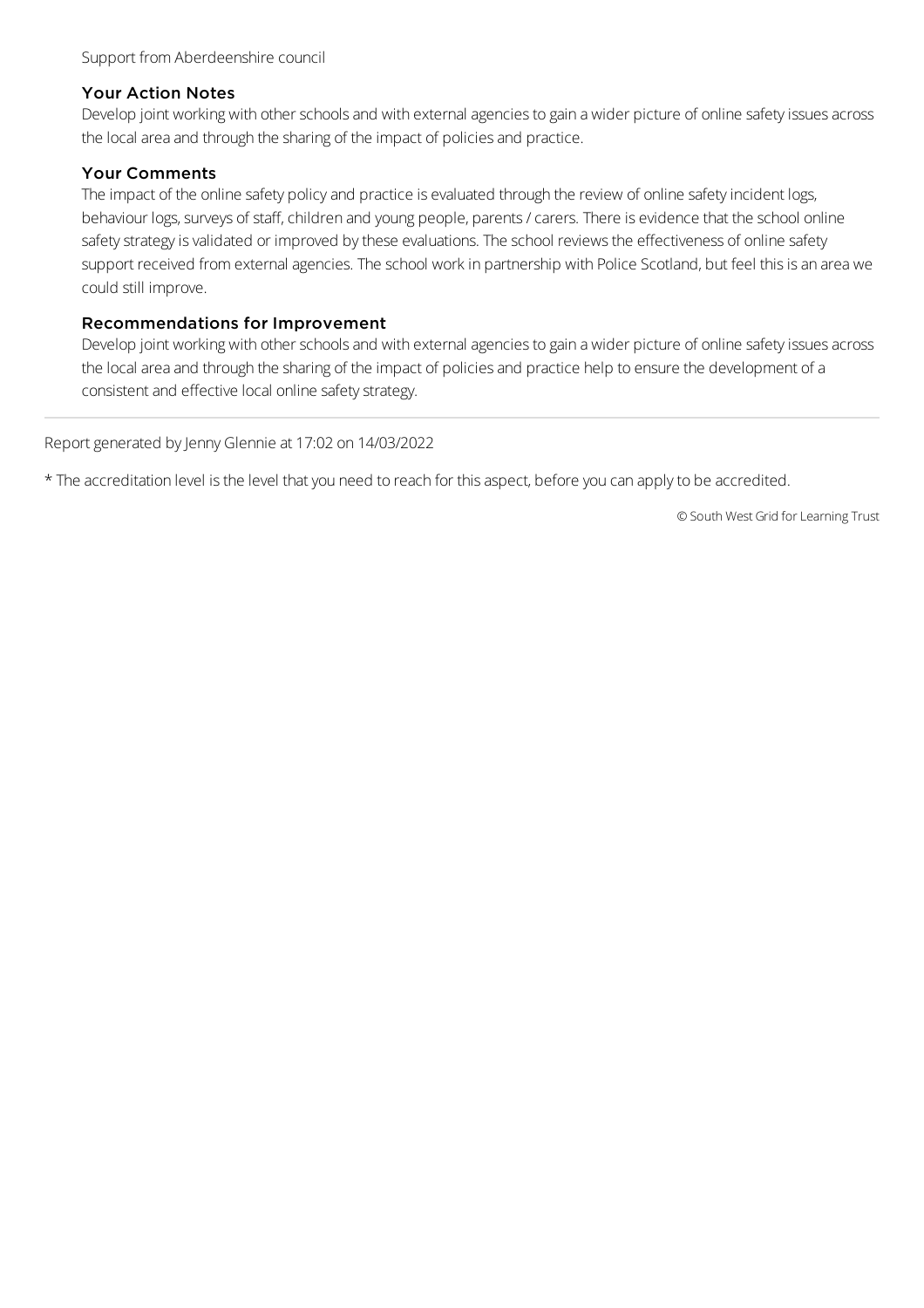Support from Aberdeenshire council

### Your Action Notes

Develop joint working with other schools and with external agencies to gain a wider picture of online safety issues across the local area and through the sharing of the impact of policies and practice.

### Your Comments

The impact of the online safety policy and practice is evaluated through the review of online safety incident logs, behaviour logs, surveys of staff, children and young people, parents / carers. There is evidence that the school online safety strategy is validated or improved by these evaluations. The school reviews the effectiveness of online safety support received from external agencies. The school work in partnership with Police Scotland, but feel this is an area we could still improve.

### Recommendations for Improvement

Develop joint working with other schools and with external agencies to gain a wider picture of online safety issues across the local area and through the sharing of the impact of policies and practice help to ensure the development of a consistent and effective local online safety strategy.

---

Report generated by Jenny Glennie at 17:02 on 14/03/2022

* The accreditation level is the level that you need to reach for this aspect, before you can apply to be accredited.

© South West Grid for Learning Trust